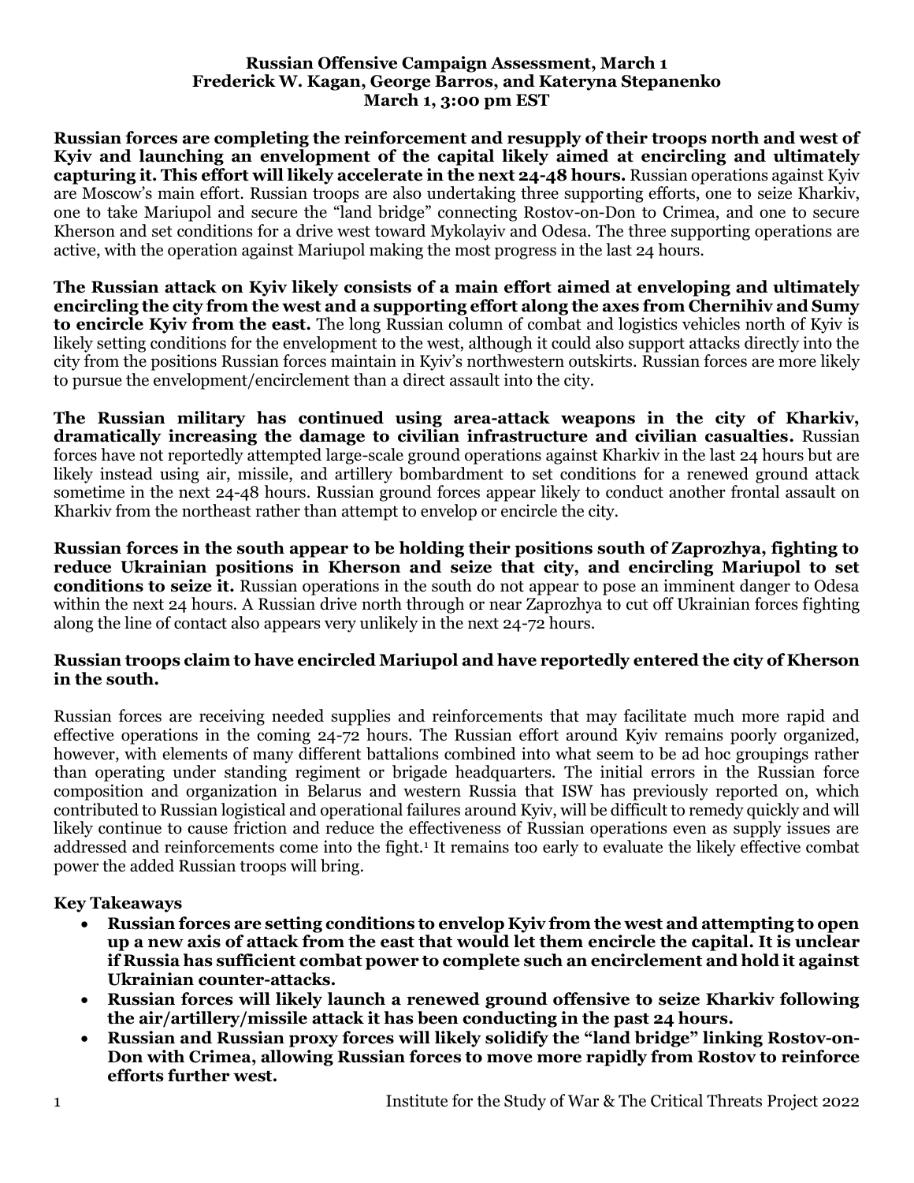**Russian Offensive Campaign Assessment, March 1**
**Frederick W. Kagan, George Barros, and Kateryna Stepanenko**
**March 1, 3:00 pm EST**

**Russian forces are completing the reinforcement and resupply of their troops north and west of Kyiv and launching an envelopment of the capital likely aimed at encircling and ultimately capturing it. This effort will likely accelerate in the next 24-48 hours.** Russian operations against Kyiv are Moscow's main effort. Russian troops are also undertaking three supporting efforts, one to seize Kharkiv, one to take Mariupol and secure the "land bridge" connecting Rostov-on-Don to Crimea, and one to secure Kherson and set conditions for a drive west toward Mykolayiv and Odesa. The three supporting operations are active, with the operation against Mariupol making the most progress in the last 24 hours.

**The Russian attack on Kyiv likely consists of a main effort aimed at enveloping and ultimately encircling the city from the west and a supporting effort along the axes from Chernihiv and Sumy to encircle Kyiv from the east.** The long Russian column of combat and logistics vehicles north of Kyiv is likely setting conditions for the envelopment to the west, although it could also support attacks directly into the city from the positions Russian forces maintain in Kyiv's northwestern outskirts. Russian forces are more likely to pursue the envelopment/encirclement than a direct assault into the city.

**The Russian military has continued using area-attack weapons in the city of Kharkiv, dramatically increasing the damage to civilian infrastructure and civilian casualties.** Russian forces have not reportedly attempted large-scale ground operations against Kharkiv in the last 24 hours but are likely instead using air, missile, and artillery bombardment to set conditions for a renewed ground attack sometime in the next 24-48 hours. Russian ground forces appear likely to conduct another frontal assault on Kharkiv from the northeast rather than attempt to envelop or encircle the city.

**Russian forces in the south appear to be holding their positions south of Zaprozhya, fighting to reduce Ukrainian positions in Kherson and seize that city, and encircling Mariupol to set conditions to seize it.** Russian operations in the south do not appear to pose an imminent danger to Odesa within the next 24 hours. A Russian drive north through or near Zaprozhya to cut off Ukrainian forces fighting along the line of contact also appears very unlikely in the next 24-72 hours.

**Russian troops claim to have encircled Mariupol and have reportedly entered the city of Kherson in the south.**

Russian forces are receiving needed supplies and reinforcements that may facilitate much more rapid and effective operations in the coming 24-72 hours. The Russian effort around Kyiv remains poorly organized, however, with elements of many different battalions combined into what seem to be ad hoc groupings rather than operating under standing regiment or brigade headquarters. The initial errors in the Russian force composition and organization in Belarus and western Russia that ISW has previously reported on, which contributed to Russian logistical and operational failures around Kyiv, will be difficult to remedy quickly and will likely continue to cause friction and reduce the effectiveness of Russian operations even as supply issues are addressed and reinforcements come into the fight.[1] It remains too early to evaluate the likely effective combat power the added Russian troops will bring.

**Key Takeaways**

- **Russian forces are setting conditions to envelop Kyiv from the west and attempting to open up a new axis of attack from the east that would let them encircle the capital. It is unclear if Russia has sufficient combat power to complete such an encirclement and hold it against Ukrainian counter-attacks.**
- **Russian forces will likely launch a renewed ground offensive to seize Kharkiv following the air/artillery/missile attack it has been conducting in the past 24 hours.**
- **Russian and Russian proxy forces will likely solidify the "land bridge" linking Rostov-on-Don with Crimea, allowing Russian forces to move more rapidly from Rostov to reinforce efforts further west.**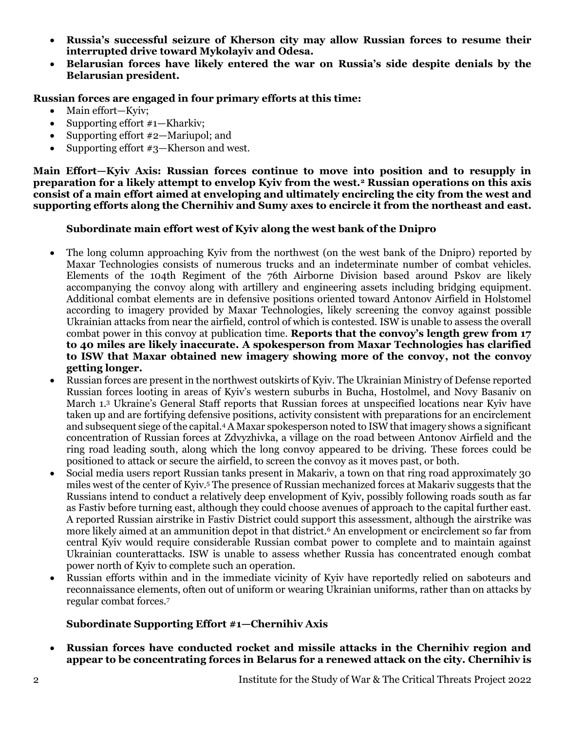- **Russia's successful seizure of Kherson city may allow Russian forces to resume their interrupted drive toward Mykolayiv and Odesa.**
- **Belarusian forces have likely entered the war on Russia's side despite denials by the Belarusian president.**

**Russian forces are engaged in four primary efforts at this time:**

- Main effort—Kyiv;
- Supporting effort #1—Kharkiv;
- Supporting effort #2—Mariupol; and
- Supporting effort #3—Kherson and west.

**Main Effort—Kyiv Axis: Russian forces continue to move into position and to resupply in preparation for a likely attempt to envelop Kyiv from the west.[2] Russian operations on this axis consist of a main effort aimed at enveloping and ultimately encircling the city from the west and supporting efforts along the Chernihiv and Sumy axes to encircle it from the northeast and east.**

**Subordinate main effort west of Kyiv along the west bank of the Dnipro**

- The long column approaching Kyiv from the northwest (on the west bank of the Dnipro) reported by Maxar Technologies consists of numerous trucks and an indeterminate number of combat vehicles. Elements of the 104th Regiment of the 76th Airborne Division based around Pskov are likely accompanying the convoy along with artillery and engineering assets including bridging equipment. Additional combat elements are in defensive positions oriented toward Antonov Airfield in Holstomel according to imagery provided by Maxar Technologies, likely screening the convoy against possible Ukrainian attacks from near the airfield, control of which is contested. ISW is unable to assess the overall combat power in this convoy at publication time. **Reports that the convoy's length grew from 17 to 40 miles are likely inaccurate. A spokesperson from Maxar Technologies has clarified to ISW that Maxar obtained new imagery showing more of the convoy, not the convoy getting longer.**
- Russian forces are present in the northwest outskirts of Kyiv. The Ukrainian Ministry of Defense reported Russian forces looting in areas of Kyiv's western suburbs in Bucha, Hostolmel, and Novy Basaniv on March 1.[3] Ukraine's General Staff reports that Russian forces at unspecified locations near Kyiv have taken up and are fortifying defensive positions, activity consistent with preparations for an encirclement and subsequent siege of the capital.[4] A Maxar spokesperson noted to ISW that imagery shows a significant concentration of Russian forces at Zdvyzhivka, a village on the road between Antonov Airfield and the ring road leading south, along which the long convoy appeared to be driving. These forces could be positioned to attack or secure the airfield, to screen the convoy as it moves past, or both.
- Social media users report Russian tanks present in Makariv, a town on that ring road approximately 30 miles west of the center of Kyiv.[5] The presence of Russian mechanized forces at Makariv suggests that the Russians intend to conduct a relatively deep envelopment of Kyiv, possibly following roads south as far as Fastiv before turning east, although they could choose avenues of approach to the capital further east. A reported Russian airstrike in Fastiv District could support this assessment, although the airstrike was more likely aimed at an ammunition depot in that district.[6] An envelopment or encirclement so far from central Kyiv would require considerable Russian combat power to complete and to maintain against Ukrainian counterattacks. ISW is unable to assess whether Russia has concentrated enough combat power north of Kyiv to complete such an operation.
- Russian efforts within and in the immediate vicinity of Kyiv have reportedly relied on saboteurs and reconnaissance elements, often out of uniform or wearing Ukrainian uniforms, rather than on attacks by regular combat forces.[7]

**Subordinate Supporting Effort #1—Chernihiv Axis**

- **Russian forces have conducted rocket and missile attacks in the Chernihiv region and appear to be concentrating forces in Belarus for a renewed attack on the city. Chernihiv is**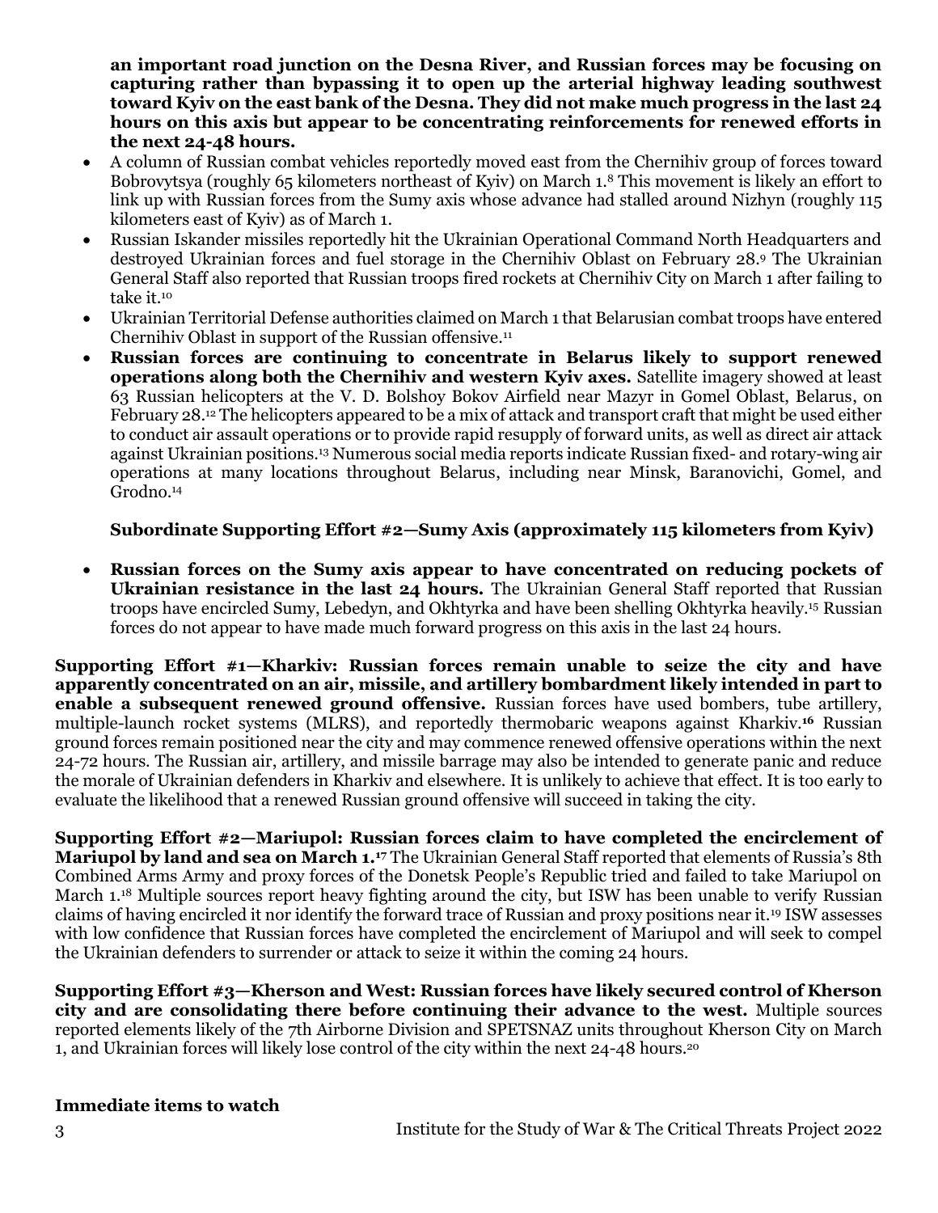**an important road junction on the Desna River, and Russian forces may be focusing on capturing rather than bypassing it to open up the arterial highway leading southwest toward Kyiv on the east bank of the Desna. They did not make much progress in the last 24 hours on this axis but appear to be concentrating reinforcements for renewed efforts in the next 24-48 hours.**

- A column of Russian combat vehicles reportedly moved east from the Chernihiv group of forces toward Bobrovytsya (roughly 65 kilometers northeast of Kyiv) on March 1.[8] This movement is likely an effort to link up with Russian forces from the Sumy axis whose advance had stalled around Nizhyn (roughly 115 kilometers east of Kyiv) as of March 1.
- Russian Iskander missiles reportedly hit the Ukrainian Operational Command North Headquarters and destroyed Ukrainian forces and fuel storage in the Chernihiv Oblast on February 28.[9] The Ukrainian General Staff also reported that Russian troops fired rockets at Chernihiv City on March 1 after failing to take it.[10]
- Ukrainian Territorial Defense authorities claimed on March 1 that Belarusian combat troops have entered Chernihiv Oblast in support of the Russian offensive.[11]
- **Russian forces are continuing to concentrate in Belarus likely to support renewed operations along both the Chernihiv and western Kyiv axes.** Satellite imagery showed at least 63 Russian helicopters at the V. D. Bolshoy Bokov Airfield near Mazyr in Gomel Oblast, Belarus, on February 28.[12] The helicopters appeared to be a mix of attack and transport craft that might be used either to conduct air assault operations or to provide rapid resupply of forward units, as well as direct air attack against Ukrainian positions.[13] Numerous social media reports indicate Russian fixed- and rotary-wing air operations at many locations throughout Belarus, including near Minsk, Baranovichi, Gomel, and Grodno.[14]

**Subordinate Supporting Effort #2—Sumy Axis (approximately 115 kilometers from Kyiv)**

- **Russian forces on the Sumy axis appear to have concentrated on reducing pockets of Ukrainian resistance in the last 24 hours.** The Ukrainian General Staff reported that Russian troops have encircled Sumy, Lebedyn, and Okhtyrka and have been shelling Okhtyrka heavily.[15] Russian forces do not appear to have made much forward progress on this axis in the last 24 hours.

**Supporting Effort #1—Kharkiv: Russian forces remain unable to seize the city and have apparently concentrated on an air, missile, and artillery bombardment likely intended in part to enable a subsequent renewed ground offensive.** Russian forces have used bombers, tube artillery, multiple-launch rocket systems (MLRS), and reportedly thermobaric weapons against Kharkiv.[16] Russian ground forces remain positioned near the city and may commence renewed offensive operations within the next 24-72 hours. The Russian air, artillery, and missile barrage may also be intended to generate panic and reduce the morale of Ukrainian defenders in Kharkiv and elsewhere. It is unlikely to achieve that effect. It is too early to evaluate the likelihood that a renewed Russian ground offensive will succeed in taking the city.

**Supporting Effort #2—Mariupol: Russian forces claim to have completed the encirclement of Mariupol by land and sea on March 1.**[17] The Ukrainian General Staff reported that elements of Russia's 8th Combined Arms Army and proxy forces of the Donetsk People's Republic tried and failed to take Mariupol on March 1.[18] Multiple sources report heavy fighting around the city, but ISW has been unable to verify Russian claims of having encircled it nor identify the forward trace of Russian and proxy positions near it.[19] ISW assesses with low confidence that Russian forces have completed the encirclement of Mariupol and will seek to compel the Ukrainian defenders to surrender or attack to seize it within the coming 24 hours.

**Supporting Effort #3—Kherson and West: Russian forces have likely secured control of Kherson city and are consolidating there before continuing their advance to the west.** Multiple sources reported elements likely of the 7th Airborne Division and SPETSNAZ units throughout Kherson City on March 1, and Ukrainian forces will likely lose control of the city within the next 24-48 hours.[20]

**Immediate items to watch**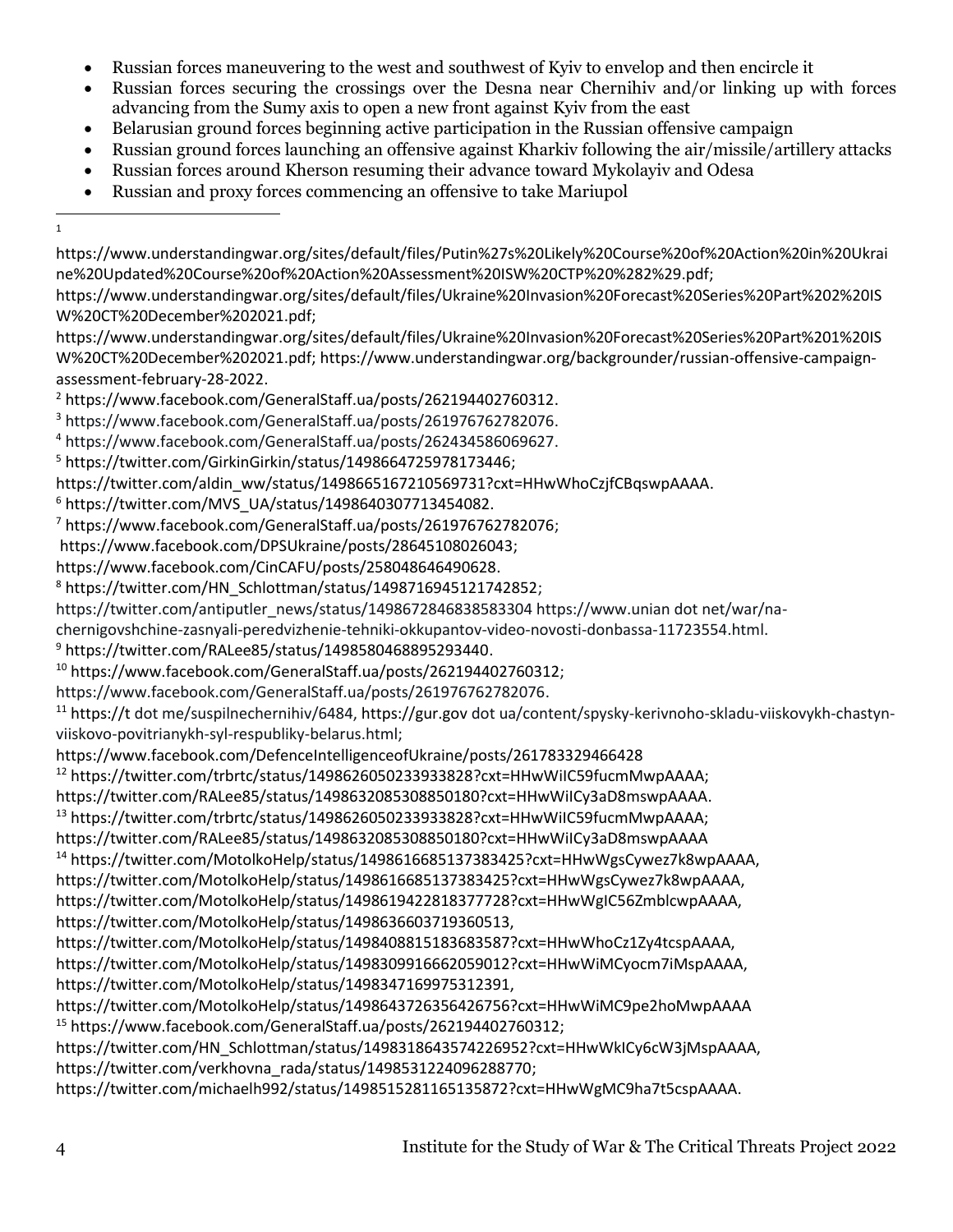- Russian forces maneuvering to the west and southwest of Kyiv to envelop and then encircle it
- Russian forces securing the crossings over the Desna near Chernihiv and/or linking up with forces advancing from the Sumy axis to open a new front against Kyiv from the east
- Belarusian ground forces beginning active participation in the Russian offensive campaign
- Russian ground forces launching an offensive against Kharkiv following the air/missile/artillery attacks
- Russian forces around Kherson resuming their advance toward Mykolayiv and Odesa
- Russian and proxy forces commencing an offensive to take Mariupol

---

[1] https://www.understandingwar.org/sites/default/files/Putin%27s%20Likely%20Course%20of%20Action%20in%20Ukraine%20Updated%20Course%20of%20Action%20Assessment%20ISW%20CTP%20%282%29.pdf; https://www.understandingwar.org/sites/default/files/Ukraine%20Invasion%20Forecast%20Series%20Part%202%20ISW%20CT%20December%202021.pdf; https://www.understandingwar.org/sites/default/files/Ukraine%20Invasion%20Forecast%20Series%20Part%201%20ISW%20CT%20December%202021.pdf; https://www.understandingwar.org/backgrounder/russian-offensive-campaign-assessment-february-28-2022.

[2] https://www.facebook.com/GeneralStaff.ua/posts/262194402760312.

[3] https://www.facebook.com/GeneralStaff.ua/posts/261976762782076.

[4] https://www.facebook.com/GeneralStaff.ua/posts/262434586069627.

[5] https://twitter.com/GirkinGirkin/status/1498664725978173446; https://twitter.com/aldin_ww/status/1498665167210569731?cxt=HHwWhoCzjfCBqswpAAAA.

[6] https://twitter.com/MVS_UA/status/1498640307713454082.

[7] https://www.facebook.com/GeneralStaff.ua/posts/261976762782076; https://www.facebook.com/DPSUkraine/posts/28645108026043; https://www.facebook.com/CinCAFU/posts/258048646490628.

[8] https://twitter.com/HN_Schlottman/status/1498716945121742852; https://twitter.com/antiputler_news/status/1498672846838583304 https://www.unian dot net/war/na-chernigovshchine-zasnyali-peredvizhenie-tehniki-okkupantov-video-novosti-donbassa-11723554.html.

[9] https://twitter.com/RALee85/status/1498580468895293440.

[10] https://www.facebook.com/GeneralStaff.ua/posts/262194402760312; https://www.facebook.com/GeneralStaff.ua/posts/261976762782076.

[11] https://t dot me/suspilnechernihiv/6484, https://gur.gov dot ua/content/spysky-kerivnoho-skladu-viiskovykh-chastyn-viiskovo-povitrianykh-syl-respubliky-belarus.html; https://www.facebook.com/DefenceIntelligenceofUkraine/posts/261783329466428

[12] https://twitter.com/trbrtc/status/1498626050233933828?cxt=HHwWiIC59fucmMwpAAAA; https://twitter.com/RALee85/status/1498632085308850180?cxt=HHwWiICy3aD8mswpAAAA.

[13] https://twitter.com/trbrtc/status/1498626050233933828?cxt=HHwWiIC59fucmMwpAAAA; https://twitter.com/RALee85/status/1498632085308850180?cxt=HHwWiICy3aD8mswpAAAA

[14] https://twitter.com/MotolkoHelp/status/1498616685137383425?cxt=HHwWgsCywez7k8wpAAAA, https://twitter.com/MotolkoHelp/status/1498616685137383425?cxt=HHwWgsCywez7k8wpAAAA, https://twitter.com/MotolkoHelp/status/1498619422818377728?cxt=HHwWgIC56ZmblcwpAAAA, https://twitter.com/MotolkoHelp/status/1498636603719360513, https://twitter.com/MotolkoHelp/status/1498408815183683587?cxt=HHwWhoCz1Zy4tcspAAAA, https://twitter.com/MotolkoHelp/status/1498309916662059012?cxt=HHwWiMCyocm7iMspAAAA, https://twitter.com/MotolkoHelp/status/1498347169975312391, https://twitter.com/MotolkoHelp/status/1498643726356426756?cxt=HHwWiMC9pe2hoMwpAAAA

[15] https://www.facebook.com/GeneralStaff.ua/posts/262194402760312; https://twitter.com/HN_Schlottman/status/1498318643574226952?cxt=HHwWkICy6cW3jMspAAAA, https://twitter.com/verkhovna_rada/status/1498531224096288770; https://twitter.com/michaelh992/status/1498515281165135872?cxt=HHwWgMC9ha7t5cspAAAA.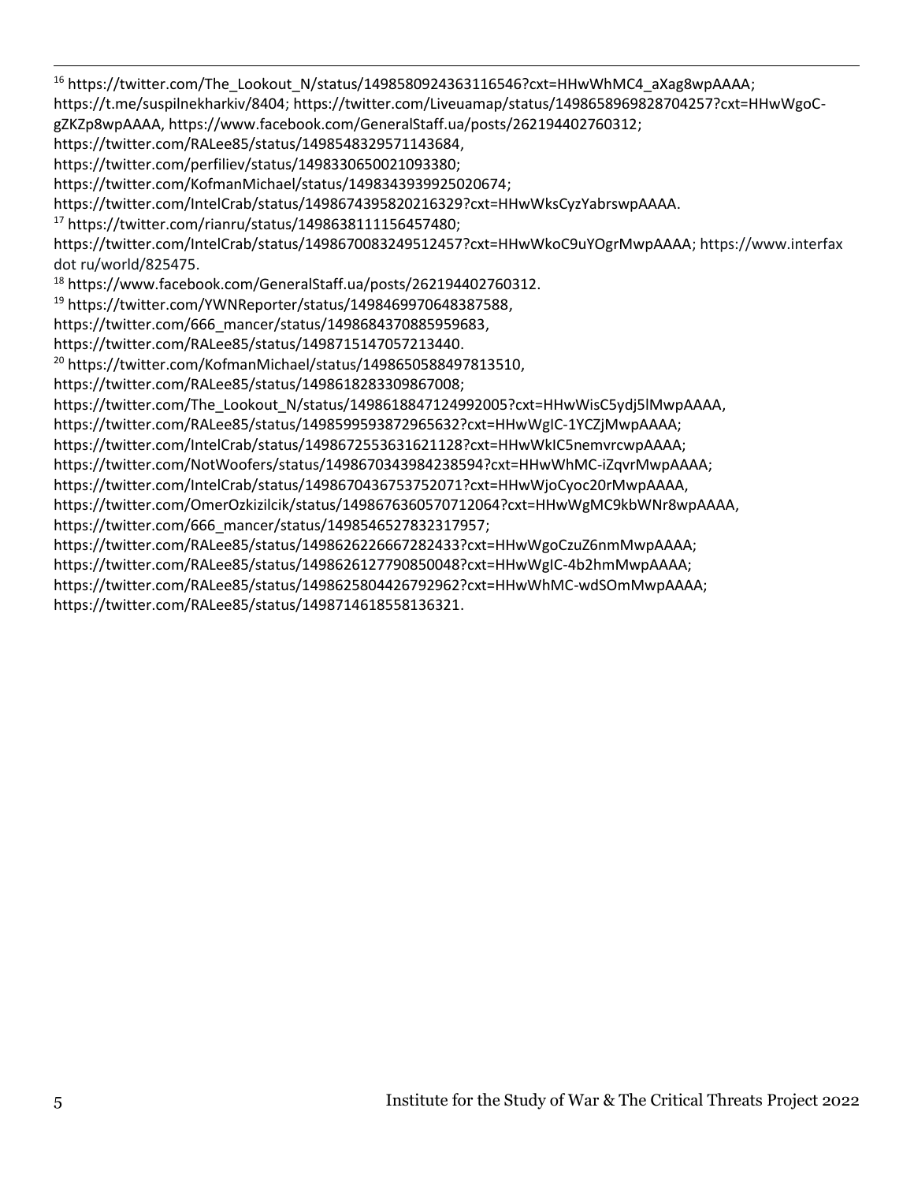[16] https://twitter.com/The_Lookout_N/status/1498580924363116546?cxt=HHwWhMC4_aXag8wpAAAA; https://t.me/suspilnekharkiv/8404; https://twitter.com/Liveuamap/status/1498658969828704257?cxt=HHwWgoC-gZKZp8wpAAAA, https://www.facebook.com/GeneralStaff.ua/posts/262194402760312; https://twitter.com/RALee85/status/1498548329571143684, https://twitter.com/perfiliev/status/1498330650021093380; https://twitter.com/KofmanMichael/status/1498343939925020674; https://twitter.com/IntelCrab/status/1498674395820216329?cxt=HHwWksCyzYabrswpAAAA.

[17] https://twitter.com/rianru/status/1498638111156457480; https://twitter.com/IntelCrab/status/1498670083249512457?cxt=HHwWkoC9uYOgrMwpAAAA; https://www.interfax dot ru/world/825475.

[18] https://www.facebook.com/GeneralStaff.ua/posts/262194402760312.

[19] https://twitter.com/YWNReporter/status/1498469970648387588, https://twitter.com/666_mancer/status/1498684370885959683, https://twitter.com/RALee85/status/1498715147057213440.

[20] https://twitter.com/KofmanMichael/status/1498650588497813510, https://twitter.com/RALee85/status/1498618283309867008; https://twitter.com/The_Lookout_N/status/1498618847124992005?cxt=HHwWisC5ydj5lMwpAAAA, https://twitter.com/RALee85/status/1498599593872965632?cxt=HHwWgIC-1YCZjMwpAAAA; https://twitter.com/IntelCrab/status/1498672553631621128?cxt=HHwWkIC5nemvrcwpAAAA; https://twitter.com/NotWoofers/status/1498670343984238594?cxt=HHwWhMC-iZqvrMwpAAAA; https://twitter.com/IntelCrab/status/1498670436753752071?cxt=HHwWjoCyoc20rMwpAAAA, https://twitter.com/OmerOzkizilcik/status/1498676360570712064?cxt=HHwWgMC9kbWNr8wpAAAA, https://twitter.com/666_mancer/status/1498546527832317957; https://twitter.com/RALee85/status/1498626226667282433?cxt=HHwWgoCzuZ6nmMwpAAAA; https://twitter.com/RALee85/status/1498626127790850048?cxt=HHwWgIC-4b2hmMwpAAAA; https://twitter.com/RALee85/status/1498625804426792962?cxt=HHwWhMC-wdSOmMwpAAAA; https://twitter.com/RALee85/status/1498714618558136321.